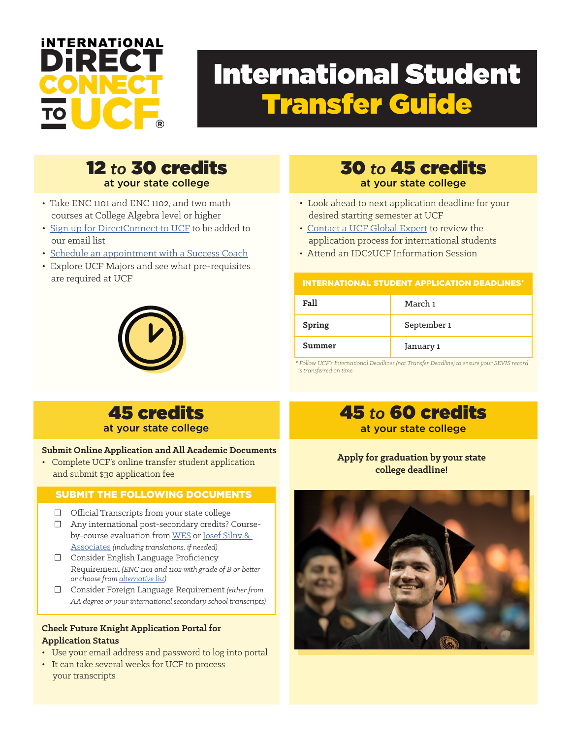# International Direct Connect to UCF

# International Student Transfer Guide

## 12 *to* 30 credits

at your state college

- Take ENC 1101 and ENC 1102, and two math courses at College Algebra level or higher
- Sign up for DirectConnect to UCF to be added to our email list
- Schedule an appointment with a Success Coach
- Explore UCF Majors and see what pre-requisites are required at UCF

## 30 *to* 45 credits

at your state college

- Look ahead to next application deadline for your desired starting semester at UCF
- Contact a UCF Global Expert to review the application process for international students
- Attend an IDC2UCF Information Session

| INTERNATIONAL STUDENT APPLICATION DEADLINES* | |
|---|---|
| **Fall** | March 1 |
| **Spring** | September 1 |
| **Summer** | January 1 |

*\* Follow UCF's International Deadlines (not Transfer Deadline) to ensure your SEVIS record is transferred on time.*

## 45 credits

at your state college

**Submit Online Application and All Academic Documents**

- Complete UCF's online transfer student application and submit $30 application fee

### SUBMIT THE FOLLOWING DOCUMENTS

- ☐ Official Transcripts from your state college
- ☐ Any international post-secondary credits? Course-by-course evaluation from WES or Josef Silny & Associates *(including translations, if needed)*
- ☐ Consider English Language Proficiency Requirement *(ENC 1101 and 1102 with grade of B or better or choose from alternative list)*
- ☐ Consider Foreign Language Requirement *(either from AA degree or your international secondary school transcripts)*

**Check Future Knight Application Portal for Application Status**

- Use your email address and password to log into portal
- It can take several weeks for UCF to process your transcripts

## 45 *to* 60 credits

at your state college

**Apply for graduation by your state college deadline!**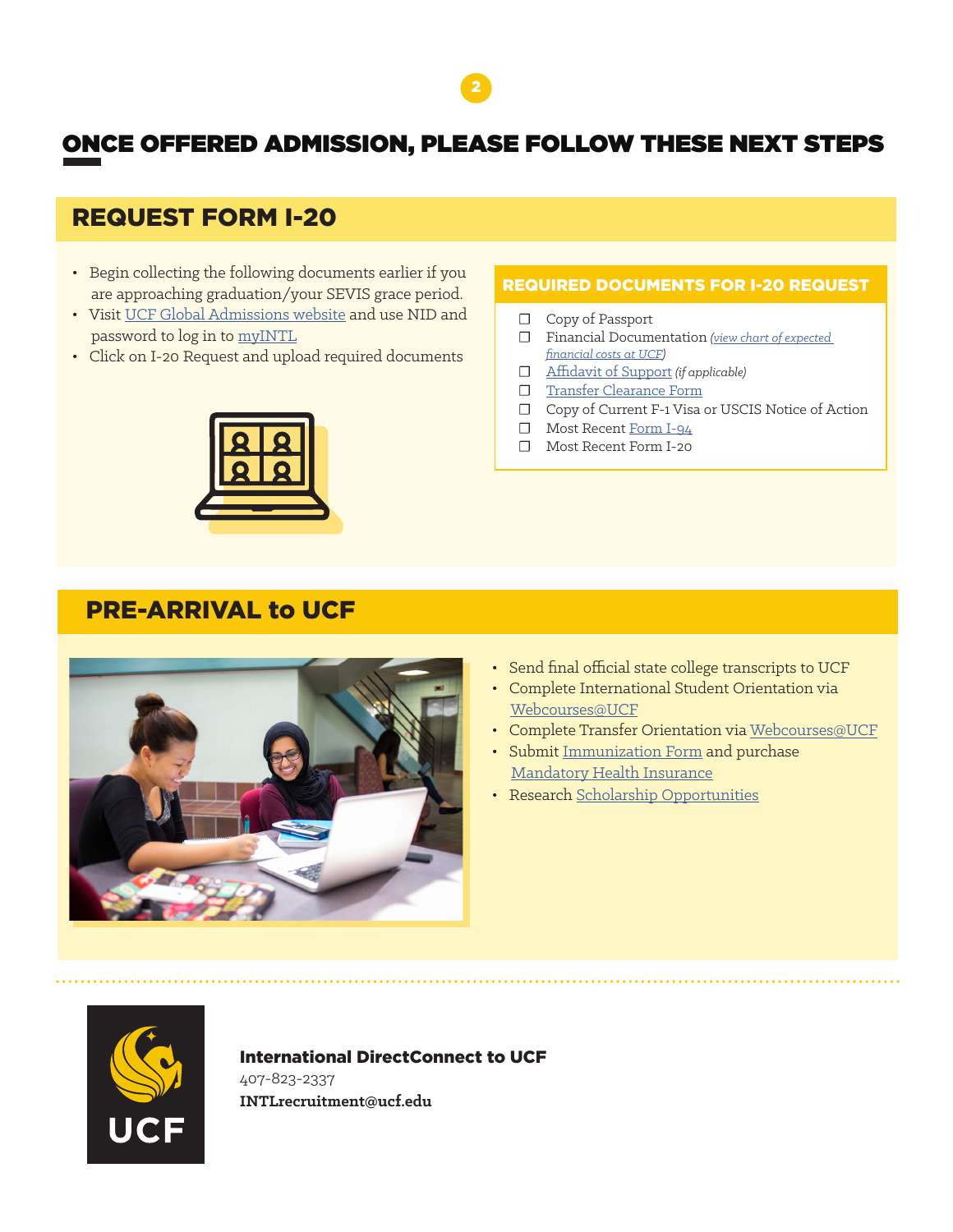# ONCE OFFERED ADMISSION, PLEASE FOLLOW THESE NEXT STEPS

## REQUEST FORM I-20

- Begin collecting the following documents earlier if you are approaching graduation/your SEVIS grace period.
- Visit UCF Global Admissions website and use NID and password to log in to myINTL
- Click on I-20 Request and upload required documents

### REQUIRED DOCUMENTS FOR I-20 REQUEST

- ☐ Copy of Passport
- ☐ Financial Documentation *(view chart of expected financial costs at UCF)*
- ☐ Affidavit of Support *(if applicable)*
- ☐ Transfer Clearance Form
- ☐ Copy of Current F-1 Visa or USCIS Notice of Action
- ☐ Most Recent Form I-94
- ☐ Most Recent Form I-20

## PRE-ARRIVAL to UCF

- Send final official state college transcripts to UCF
- Complete International Student Orientation via Webcourses@UCF
- Complete Transfer Orientation via Webcourses@UCF
- Submit Immunization Form and purchase Mandatory Health Insurance
- Research Scholarship Opportunities

**International DirectConnect to UCF**
407-823-2337
**INTLrecruitment@ucf.edu**